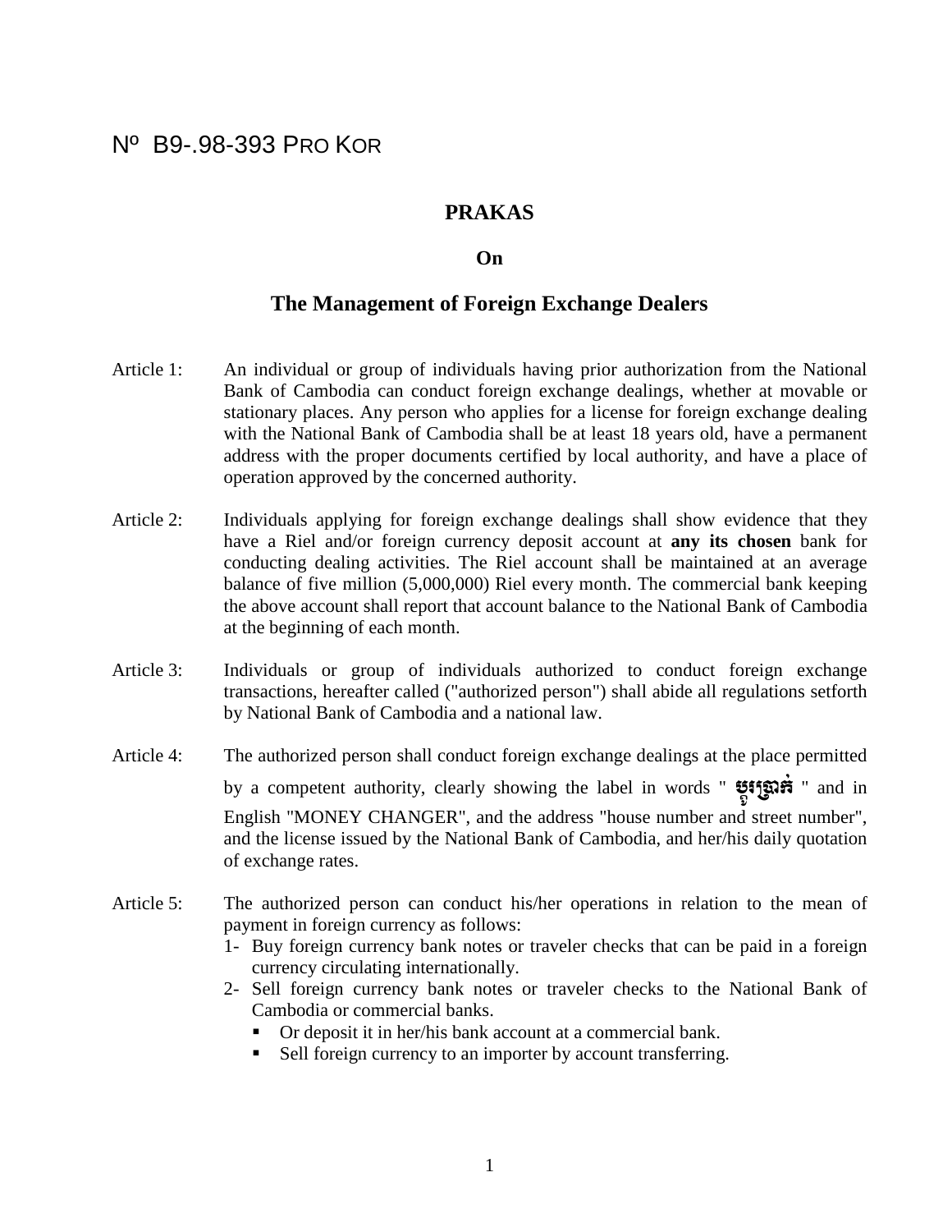Nº B9-.98-393 PRO KOR

# PRAKAS

## On

## The Management of Foreign Exchange Dealers

Article 1: An individual or group of individuals having prior authorization from the National Bank of Cambodia can conduct foreign exchange dealings, whether at movable or stationary places. Any person who applies for a license for foreign exchange dealing with the National Bank of Cambodia shall be at least 18 years old, have a permanent address with the proper documents certified by local authority, and have a place of operation approved by the concerned authority.

Article 2: Individuals applying for foreign exchange dealings shall show evidence that they have a Riel and/or foreign currency deposit account at **any its chosen** bank for conducting dealing activities. The Riel account shall be maintained at an average balance of five million (5,000,000) Riel every month. The commercial bank keeping the above account shall report that account balance to the National Bank of Cambodia at the beginning of each month.

Article 3: Individuals or group of individuals authorized to conduct foreign exchange transactions, hereafter called ("authorized person") shall abide all regulations setforth by National Bank of Cambodia and a national law.

Article 4: The authorized person shall conduct foreign exchange dealings at the place permitted by a competent authority, clearly showing the label in words " **ប្តូរប្រាក់** " and in English "MONEY CHANGER", and the address "house number and street number", and the license issued by the National Bank of Cambodia, and her/his daily quotation of exchange rates.

Article 5: The authorized person can conduct his/her operations in relation to the mean of payment in foreign currency as follows:

1- Buy foreign currency bank notes or traveler checks that can be paid in a foreign currency circulating internationally.
2- Sell foreign currency bank notes or traveler checks to the National Bank of Cambodia or commercial banks.
    - Or deposit it in her/his bank account at a commercial bank.
    - Sell foreign currency to an importer by account transferring.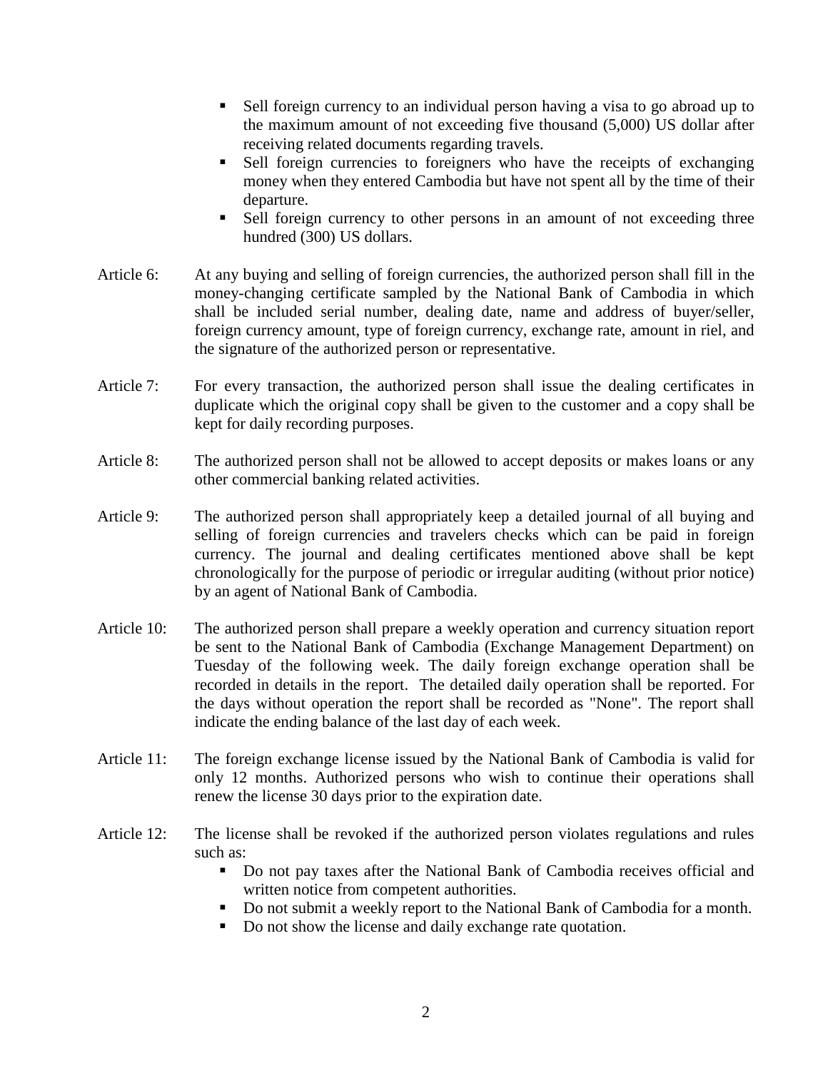- Sell foreign currency to an individual person having a visa to go abroad up to the maximum amount of not exceeding five thousand (5,000) US dollar after receiving related documents regarding travels.
- Sell foreign currencies to foreigners who have the receipts of exchanging money when they entered Cambodia but have not spent all by the time of their departure.
- Sell foreign currency to other persons in an amount of not exceeding three hundred (300) US dollars.

Article 6: At any buying and selling of foreign currencies, the authorized person shall fill in the money-changing certificate sampled by the National Bank of Cambodia in which shall be included serial number, dealing date, name and address of buyer/seller, foreign currency amount, type of foreign currency, exchange rate, amount in riel, and the signature of the authorized person or representative.

Article 7: For every transaction, the authorized person shall issue the dealing certificates in duplicate which the original copy shall be given to the customer and a copy shall be kept for daily recording purposes.

Article 8: The authorized person shall not be allowed to accept deposits or makes loans or any other commercial banking related activities.

Article 9: The authorized person shall appropriately keep a detailed journal of all buying and selling of foreign currencies and travelers checks which can be paid in foreign currency. The journal and dealing certificates mentioned above shall be kept chronologically for the purpose of periodic or irregular auditing (without prior notice) by an agent of National Bank of Cambodia.

Article 10: The authorized person shall prepare a weekly operation and currency situation report be sent to the National Bank of Cambodia (Exchange Management Department) on Tuesday of the following week. The daily foreign exchange operation shall be recorded in details in the report. The detailed daily operation shall be reported. For the days without operation the report shall be recorded as "None". The report shall indicate the ending balance of the last day of each week.

Article 11: The foreign exchange license issued by the National Bank of Cambodia is valid for only 12 months. Authorized persons who wish to continue their operations shall renew the license 30 days prior to the expiration date.

Article 12: The license shall be revoked if the authorized person violates regulations and rules such as:

- Do not pay taxes after the National Bank of Cambodia receives official and written notice from competent authorities.
- Do not submit a weekly report to the National Bank of Cambodia for a month.
- Do not show the license and daily exchange rate quotation.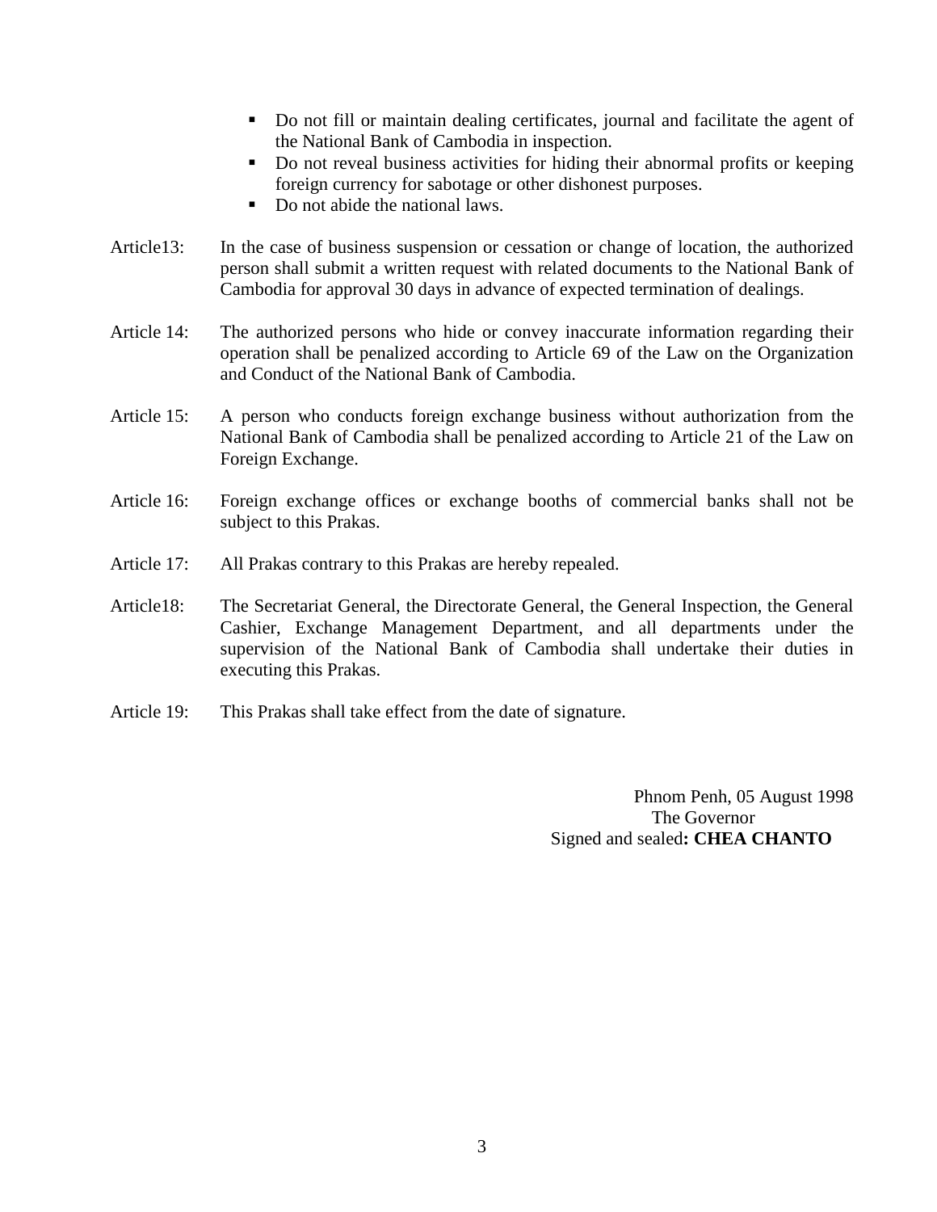- Do not fill or maintain dealing certificates, journal and facilitate the agent of the National Bank of Cambodia in inspection.
- Do not reveal business activities for hiding their abnormal profits or keeping foreign currency for sabotage or other dishonest purposes.
- Do not abide the national laws.

Article13: In the case of business suspension or cessation or change of location, the authorized person shall submit a written request with related documents to the National Bank of Cambodia for approval 30 days in advance of expected termination of dealings.

Article 14: The authorized persons who hide or convey inaccurate information regarding their operation shall be penalized according to Article 69 of the Law on the Organization and Conduct of the National Bank of Cambodia.

Article 15: A person who conducts foreign exchange business without authorization from the National Bank of Cambodia shall be penalized according to Article 21 of the Law on Foreign Exchange.

Article 16: Foreign exchange offices or exchange booths of commercial banks shall not be subject to this Prakas.

Article 17: All Prakas contrary to this Prakas are hereby repealed.

Article18: The Secretariat General, the Directorate General, the General Inspection, the General Cashier, Exchange Management Department, and all departments under the supervision of the National Bank of Cambodia shall undertake their duties in executing this Prakas.

Article 19: This Prakas shall take effect from the date of signature.

Phnom Penh, 05 August 1998
The Governor
Signed and sealed**: CHEA CHANTO**